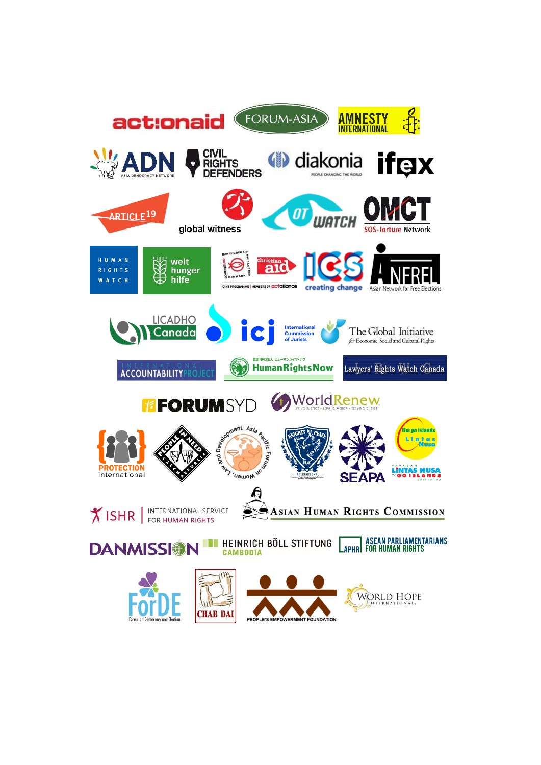actionaid

FORUM-ASIA

AMNESTY INTERNATIONAL

ADN ASIA DEMOCRACY NETWORK

CIVIL RIGHTS DEFENDERS

diakonia PEOPLE CHANGING THE WORLD

ifex

ARTICLE 19

global witness

OT WATCH

OMCT SOS-Torture Network

HUMAN RIGHTS WATCH

welt hunger hilfe

DAN CHURCH AID actalliance DENMARK christian aid JOINT PROGRAMME | MEMBERS OF actalliance

ICS creating change

ANFREL Asian Network for Free Elections

LICADHO Canada

icj International Commission of Jurists

The Global Initiative for Economic, Social and Cultural Rights

INTERNATIONAL ACCOUNTABILITY PROJECT

認定NPO法人 ヒューマンライツ・ナウ HumanRightsNow

Lawyers' Rights Watch Canada

FORUMSYD

WorldRenew LIVING JUSTICE • LOVING MERCY • SERVING CHRIST

PROTECTION international

PEOPLE IN NEED CZECH REPUBLIC

Asia Pacific Forum on Women, Law and Development

KNIGHTS for PEACE INTERNATIONAL

SEAPA

the go islands Lintas Nusa

YAYASAN LINTAS NUSA the GO ISLANDS foundation

ISHR | INTERNATIONAL SERVICE FOR HUMAN RIGHTS

ASIAN HUMAN RIGHTS COMMISSION

DANMISSION

HEINRICH BÖLL STIFTUNG CAMBODIA

APHR ASEAN PARLIAMENTARIANS FOR HUMAN RIGHTS

ForDE Forum on Democracy and Election

CHAB DAI

PEOPLE'S EMPOWERMENT FOUNDATION

WORLD HOPE INTERNATIONAL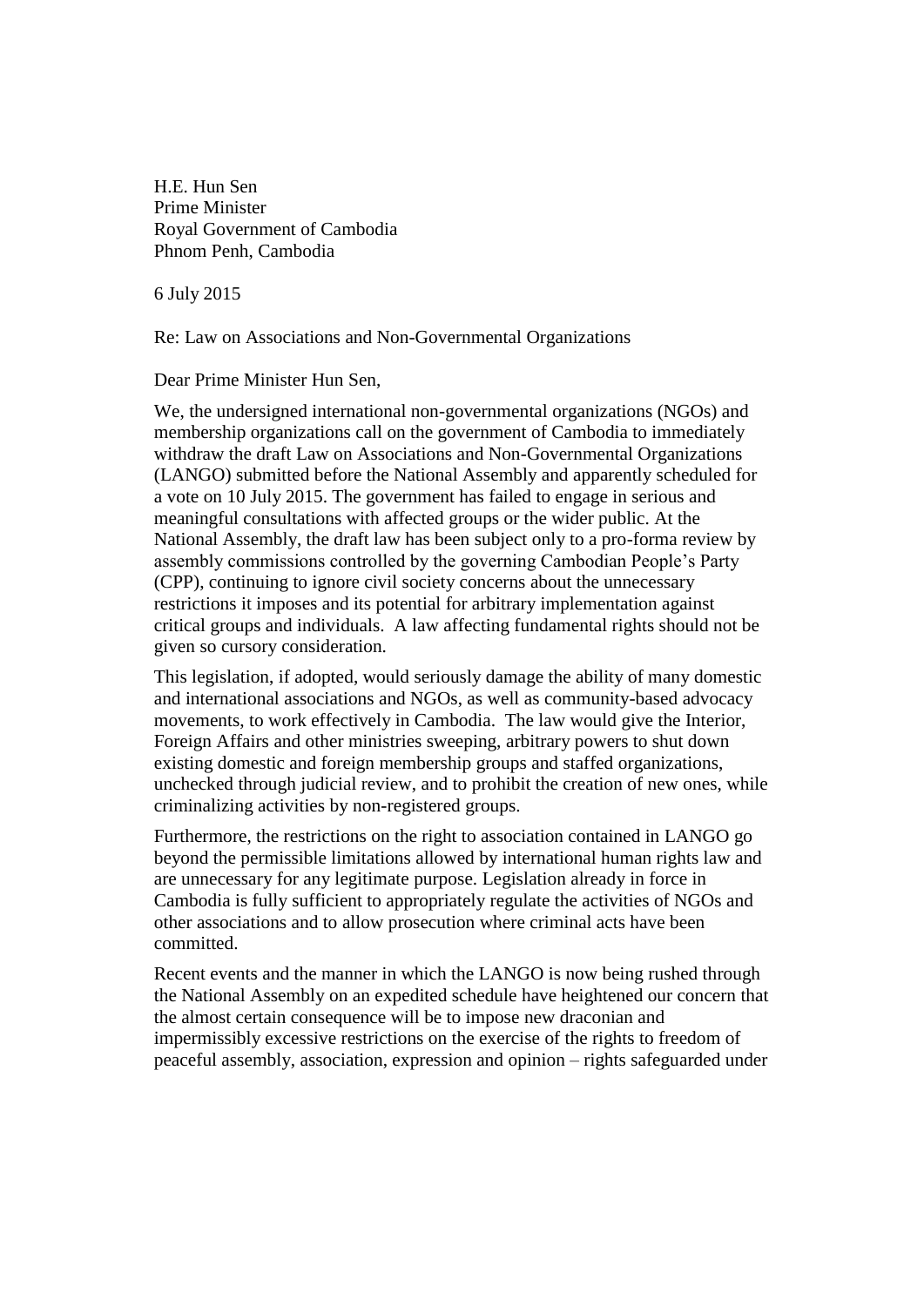H.E. Hun Sen
Prime Minister
Royal Government of Cambodia
Phnom Penh, Cambodia

6 July 2015

Re: Law on Associations and Non-Governmental Organizations

Dear Prime Minister Hun Sen,

We, the undersigned international non-governmental organizations (NGOs) and membership organizations call on the government of Cambodia to immediately withdraw the draft Law on Associations and Non-Governmental Organizations (LANGO) submitted before the National Assembly and apparently scheduled for a vote on 10 July 2015. The government has failed to engage in serious and meaningful consultations with affected groups or the wider public. At the National Assembly, the draft law has been subject only to a pro-forma review by assembly commissions controlled by the governing Cambodian People's Party (CPP), continuing to ignore civil society concerns about the unnecessary restrictions it imposes and its potential for arbitrary implementation against critical groups and individuals. A law affecting fundamental rights should not be given so cursory consideration.

This legislation, if adopted, would seriously damage the ability of many domestic and international associations and NGOs, as well as community-based advocacy movements, to work effectively in Cambodia. The law would give the Interior, Foreign Affairs and other ministries sweeping, arbitrary powers to shut down existing domestic and foreign membership groups and staffed organizations, unchecked through judicial review, and to prohibit the creation of new ones, while criminalizing activities by non-registered groups.

Furthermore, the restrictions on the right to association contained in LANGO go beyond the permissible limitations allowed by international human rights law and are unnecessary for any legitimate purpose. Legislation already in force in Cambodia is fully sufficient to appropriately regulate the activities of NGOs and other associations and to allow prosecution where criminal acts have been committed.

Recent events and the manner in which the LANGO is now being rushed through the National Assembly on an expedited schedule have heightened our concern that the almost certain consequence will be to impose new draconian and impermissibly excessive restrictions on the exercise of the rights to freedom of peaceful assembly, association, expression and opinion – rights safeguarded under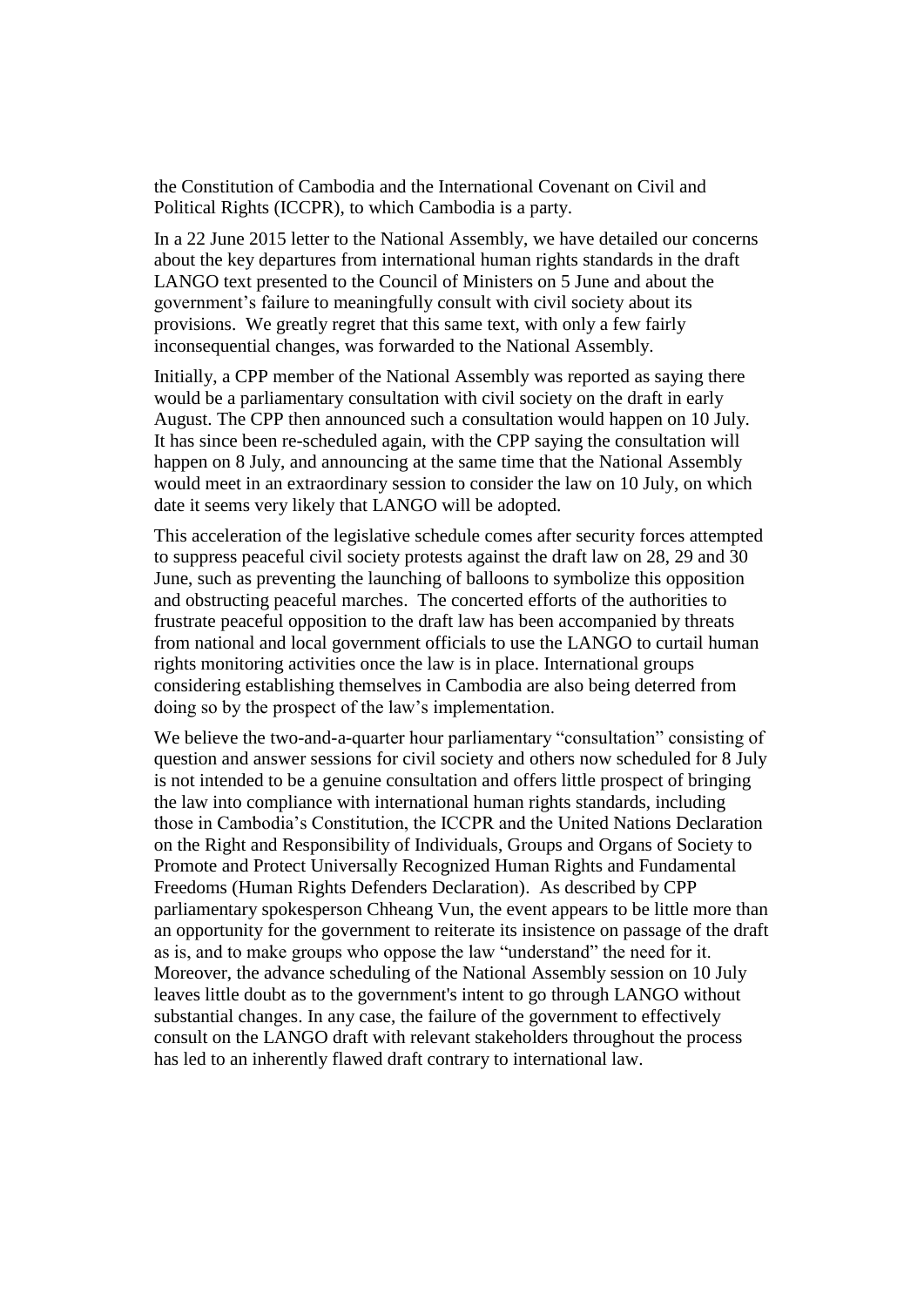the Constitution of Cambodia and the International Covenant on Civil and Political Rights (ICCPR), to which Cambodia is a party.

In a 22 June 2015 letter to the National Assembly, we have detailed our concerns about the key departures from international human rights standards in the draft LANGO text presented to the Council of Ministers on 5 June and about the government's failure to meaningfully consult with civil society about its provisions. We greatly regret that this same text, with only a few fairly inconsequential changes, was forwarded to the National Assembly.

Initially, a CPP member of the National Assembly was reported as saying there would be a parliamentary consultation with civil society on the draft in early August. The CPP then announced such a consultation would happen on 10 July. It has since been re-scheduled again, with the CPP saying the consultation will happen on 8 July, and announcing at the same time that the National Assembly would meet in an extraordinary session to consider the law on 10 July, on which date it seems very likely that LANGO will be adopted.

This acceleration of the legislative schedule comes after security forces attempted to suppress peaceful civil society protests against the draft law on 28, 29 and 30 June, such as preventing the launching of balloons to symbolize this opposition and obstructing peaceful marches. The concerted efforts of the authorities to frustrate peaceful opposition to the draft law has been accompanied by threats from national and local government officials to use the LANGO to curtail human rights monitoring activities once the law is in place. International groups considering establishing themselves in Cambodia are also being deterred from doing so by the prospect of the law's implementation.

We believe the two-and-a-quarter hour parliamentary "consultation" consisting of question and answer sessions for civil society and others now scheduled for 8 July is not intended to be a genuine consultation and offers little prospect of bringing the law into compliance with international human rights standards, including those in Cambodia's Constitution, the ICCPR and the United Nations Declaration on the Right and Responsibility of Individuals, Groups and Organs of Society to Promote and Protect Universally Recognized Human Rights and Fundamental Freedoms (Human Rights Defenders Declaration). As described by CPP parliamentary spokesperson Chheang Vun, the event appears to be little more than an opportunity for the government to reiterate its insistence on passage of the draft as is, and to make groups who oppose the law "understand" the need for it. Moreover, the advance scheduling of the National Assembly session on 10 July leaves little doubt as to the government's intent to go through LANGO without substantial changes. In any case, the failure of the government to effectively consult on the LANGO draft with relevant stakeholders throughout the process has led to an inherently flawed draft contrary to international law.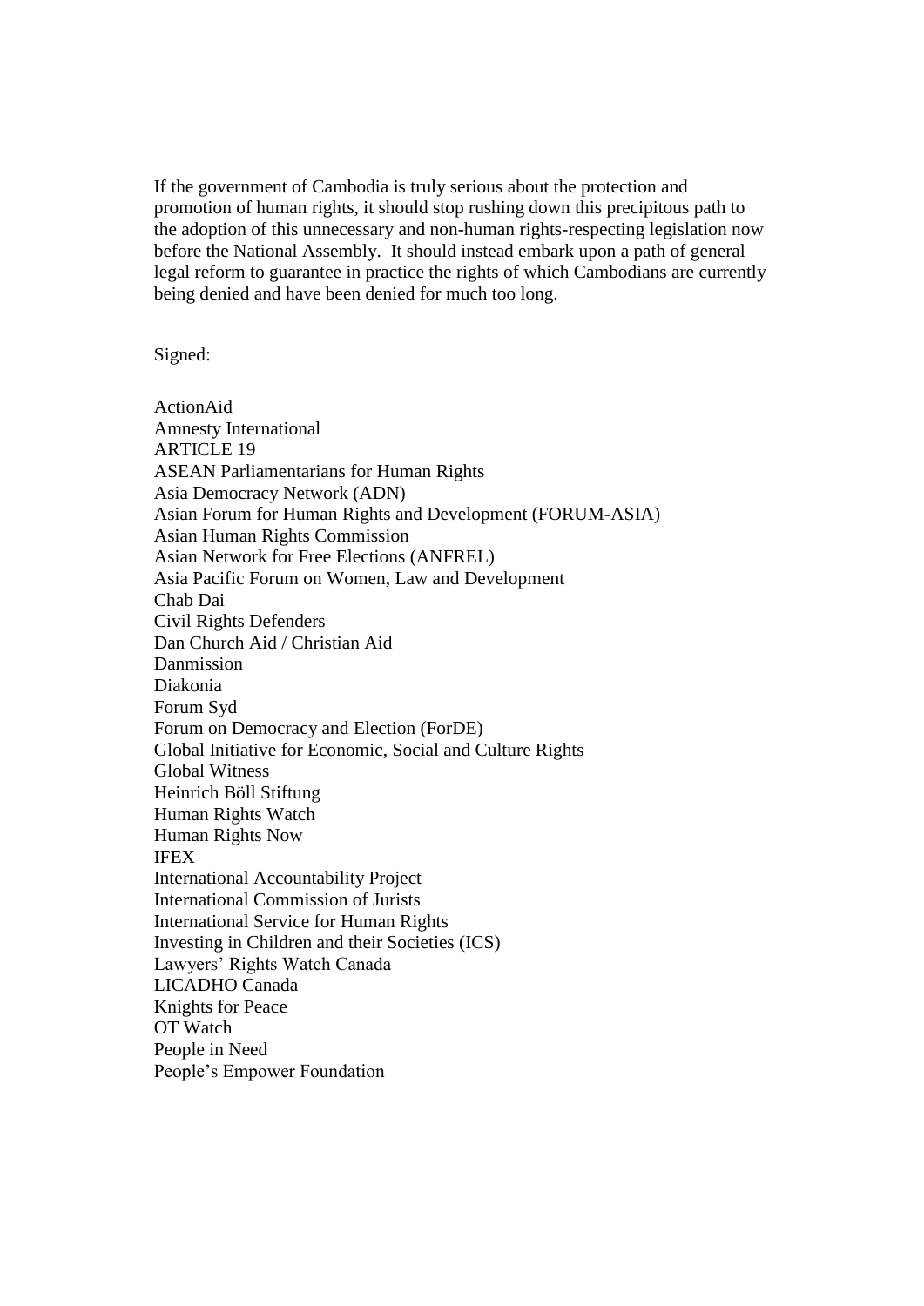If the government of Cambodia is truly serious about the protection and promotion of human rights, it should stop rushing down this precipitous path to the adoption of this unnecessary and non-human rights-respecting legislation now before the National Assembly. It should instead embark upon a path of general legal reform to guarantee in practice the rights of which Cambodians are currently being denied and have been denied for much too long.

Signed:

ActionAid
Amnesty International
ARTICLE 19
ASEAN Parliamentarians for Human Rights
Asia Democracy Network (ADN)
Asian Forum for Human Rights and Development (FORUM-ASIA)
Asian Human Rights Commission
Asian Network for Free Elections (ANFREL)
Asia Pacific Forum on Women, Law and Development
Chab Dai
Civil Rights Defenders
Dan Church Aid / Christian Aid
Danmission
Diakonia
Forum Syd
Forum on Democracy and Election (ForDE)
Global Initiative for Economic, Social and Culture Rights
Global Witness
Heinrich Böll Stiftung
Human Rights Watch
Human Rights Now
IFEX
International Accountability Project
International Commission of Jurists
International Service for Human Rights
Investing in Children and their Societies (ICS)
Lawyers' Rights Watch Canada
LICADHO Canada
Knights for Peace
OT Watch
People in Need
People's Empower Foundation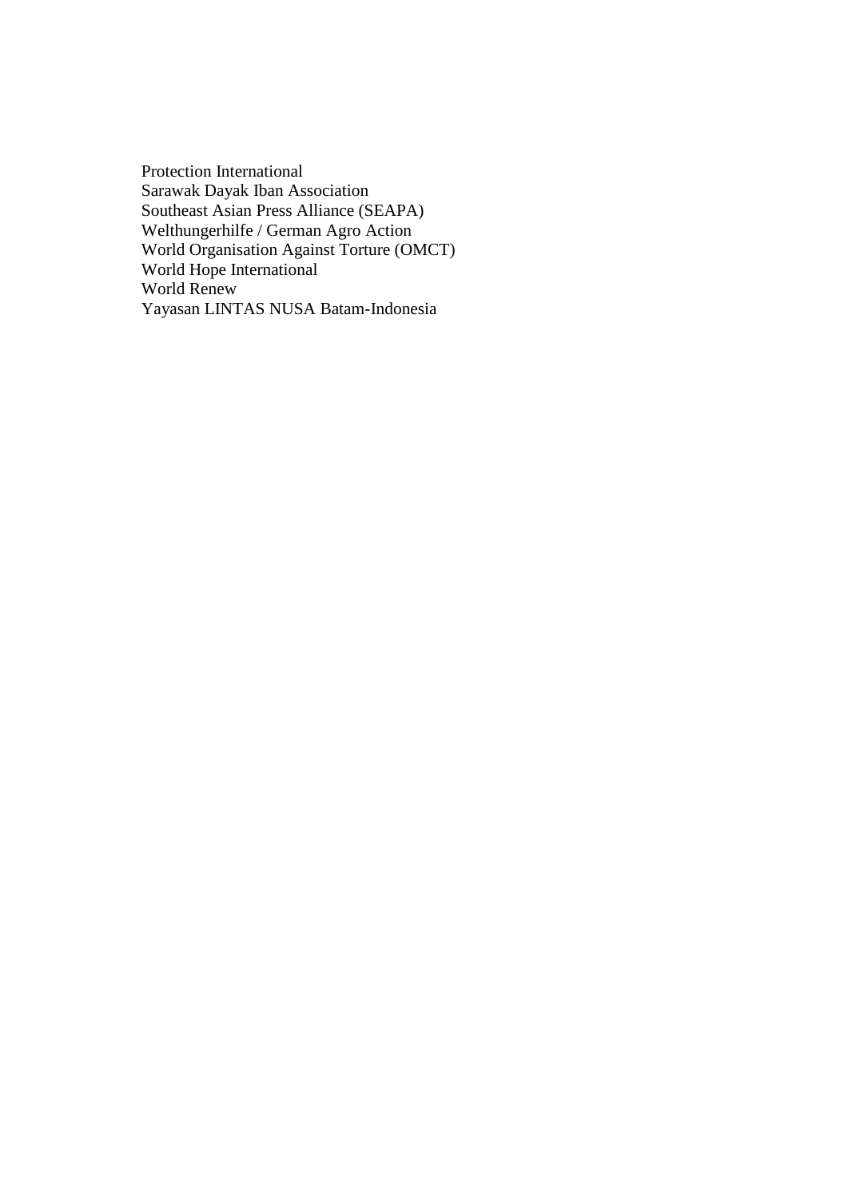Protection International
Sarawak Dayak Iban Association
Southeast Asian Press Alliance (SEAPA)
Welthungerhilfe / German Agro Action
World Organisation Against Torture (OMCT)
World Hope International
World Renew
Yayasan LINTAS NUSA Batam-Indonesia